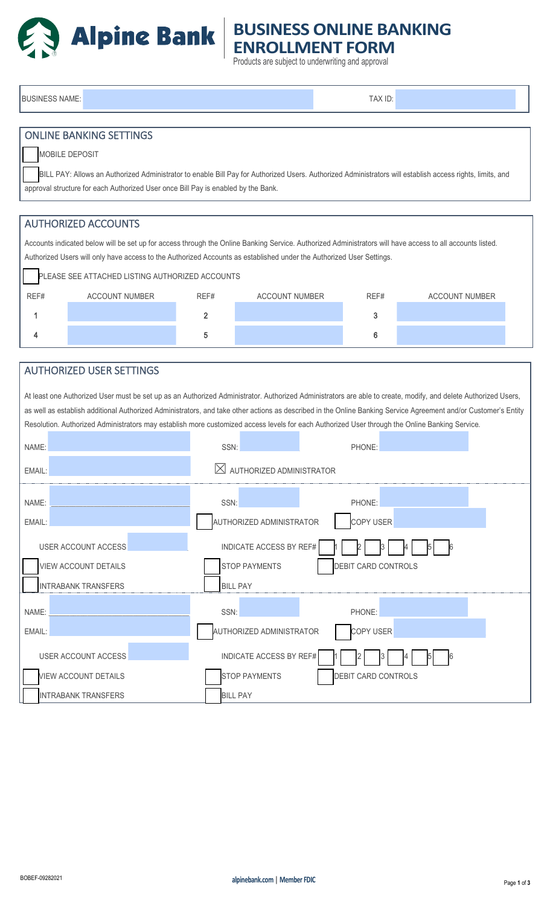# Alpine Bank

# BUSINESS ONLINE BANKING ENROLLMENT FORM

Products are subject to underwriting and approval

BUSINESS NAME: TAX ID:

## ONLINE BANKING SETTINGS

☐ MOBILE DEPOSIT

☐ BILL PAY: Allows an Authorized Administrator to enable Bill Pay for Authorized Users. Authorized Administrators will establish access rights, limits, and approval structure for each Authorized User once Bill Pay is enabled by the Bank.

## AUTHORIZED ACCOUNTS

Accounts indicated below will be set up for access through the Online Banking Service. Authorized Administrators will have access to all accounts listed. Authorized Users will only have access to the Authorized Accounts as established under the Authorized User Settings.

☐ PLEASE SEE ATTACHED LISTING AUTHORIZED ACCOUNTS

| REF# | ACCOUNT NUMBER | REF# | ACCOUNT NUMBER | REF# | ACCOUNT NUMBER |
|---|---|---|---|---|---|
| 1 | | 2 | | 3 | |
| 4 | | 5 | | 6 | |

## AUTHORIZED USER SETTINGS

At least one Authorized User must be set up as an Authorized Administrator. Authorized Administrators are able to create, modify, and delete Authorized Users, as well as establish additional Authorized Administrators, and take other actions as described in the Online Banking Service Agreement and/or Customer's Entity Resolution. Authorized Administrators may establish more customized access levels for each Authorized User through the Online Banking Service.

NAME: SSN: PHONE:

EMAIL: ☒ AUTHORIZED ADMINISTRATOR

---

NAME: SSN: PHONE:

EMAIL: ☐ AUTHORIZED ADMINISTRATOR ☐ COPY USER

USER ACCOUNT ACCESS INDICATE ACCESS BY REF# ☐ 1 ☐ 2 ☐ 3 ☐ 4 ☐ 5 ☐ 6

☐ VIEW ACCOUNT DETAILS ☐ STOP PAYMENTS ☐ DEBIT CARD CONTROLS

☐ INTRABANK TRANSFERS ☐ BILL PAY

---

NAME: SSN: PHONE:

EMAIL: ☐ AUTHORIZED ADMINISTRATOR ☐ COPY USER

USER ACCOUNT ACCESS INDICATE ACCESS BY REF# ☐ 1 ☐ 2 ☐ 3 ☐ 4 ☐ 5 ☐ 6

☐ VIEW ACCOUNT DETAILS ☐ STOP PAYMENTS ☐ DEBIT CARD CONTROLS

☐ INTRABANK TRANSFERS ☐ BILL PAY

BOBEF-09282021

alpinebank.com | Member FDIC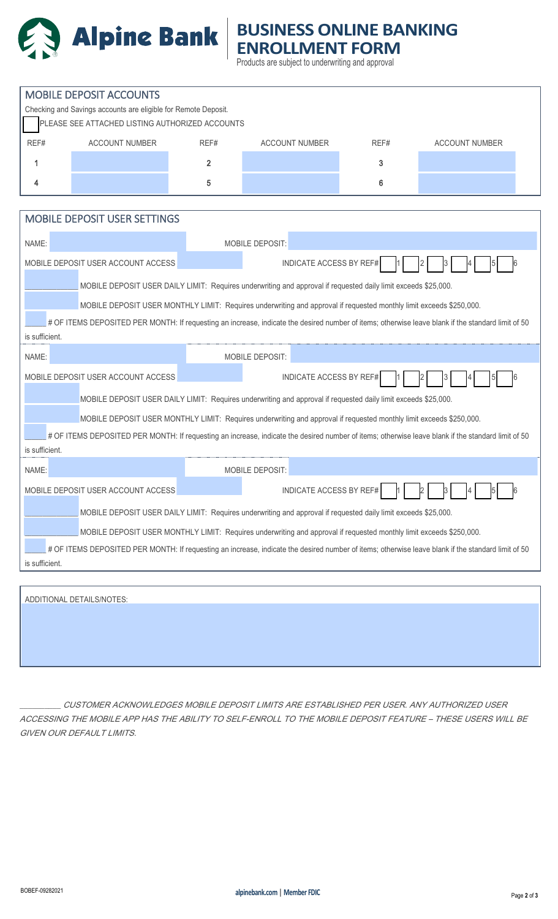# Alpine Bank

# BUSINESS ONLINE BANKING ENROLLMENT FORM

Products are subject to underwriting and approval

## MOBILE DEPOSIT ACCOUNTS

Checking and Savings accounts are eligible for Remote Deposit.

☐ PLEASE SEE ATTACHED LISTING AUTHORIZED ACCOUNTS

| REF# | ACCOUNT NUMBER | REF# | ACCOUNT NUMBER | REF# | ACCOUNT NUMBER |
|---|---|---|---|---|---|
| 1 | | 2 | | 3 | |
| 4 | | 5 | | 6 | |

## MOBILE DEPOSIT USER SETTINGS

NAME: MOBILE DEPOSIT:

MOBILE DEPOSIT USER ACCOUNT ACCESS INDICATE ACCESS BY REF# ☐1 ☐2 ☐3 ☐4 ☐5 ☐6

_____ MOBILE DEPOSIT USER DAILY LIMIT: Requires underwriting and approval if requested daily limit exceeds $25,000.

_____ MOBILE DEPOSIT USER MONTHLY LIMIT: Requires underwriting and approval if requested monthly limit exceeds $250,000.

_____ # OF ITEMS DEPOSITED PER MONTH: If requesting an increase, indicate the desired number of items; otherwise leave blank if the standard limit of 50 is sufficient.

NAME: MOBILE DEPOSIT:

MOBILE DEPOSIT USER ACCOUNT ACCESS INDICATE ACCESS BY REF# ☐1 ☐2 ☐3 ☐4 ☐5 ☐6

_____ MOBILE DEPOSIT USER DAILY LIMIT: Requires underwriting and approval if requested daily limit exceeds $25,000.

_____ MOBILE DEPOSIT USER MONTHLY LIMIT: Requires underwriting and approval if requested monthly limit exceeds $250,000.

_____ # OF ITEMS DEPOSITED PER MONTH: If requesting an increase, indicate the desired number of items; otherwise leave blank if the standard limit of 50 is sufficient.

NAME: MOBILE DEPOSIT:

MOBILE DEPOSIT USER ACCOUNT ACCESS INDICATE ACCESS BY REF# ☐1 ☐2 ☐3 ☐4 ☐5 ☐6

_____ MOBILE DEPOSIT USER DAILY LIMIT: Requires underwriting and approval if requested daily limit exceeds $25,000.

_____ MOBILE DEPOSIT USER MONTHLY LIMIT: Requires underwriting and approval if requested monthly limit exceeds $250,000.

_____ # OF ITEMS DEPOSITED PER MONTH: If requesting an increase, indicate the desired number of items; otherwise leave blank if the standard limit of 50 is sufficient.

ADDITIONAL DETAILS/NOTES:

_________ *CUSTOMER ACKNOWLEDGES MOBILE DEPOSIT LIMITS ARE ESTABLISHED PER USER. ANY AUTHORIZED USER ACCESSING THE MOBILE APP HAS THE ABILITY TO SELF-ENROLL TO THE MOBILE DEPOSIT FEATURE – THESE USERS WILL BE GIVEN OUR DEFAULT LIMITS.*

BOBEF-09282021

alpinebank.com | Member FDIC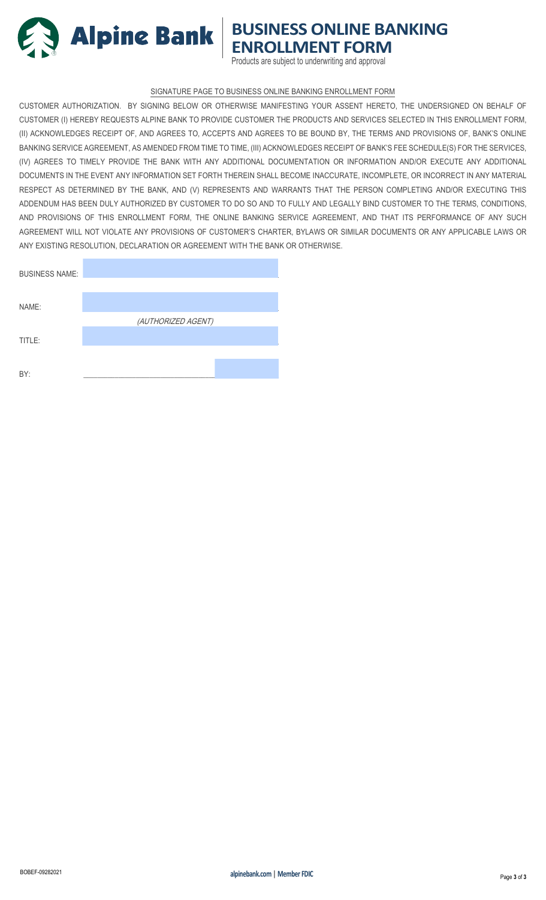# BUSINESS ONLINE BANKING ENROLLMENT FORM

Products are subject to underwriting and approval

SIGNATURE PAGE TO BUSINESS ONLINE BANKING ENROLLMENT FORM

CUSTOMER AUTHORIZATION. BY SIGNING BELOW OR OTHERWISE MANIFESTING YOUR ASSENT HERETO, THE UNDERSIGNED ON BEHALF OF CUSTOMER (I) HEREBY REQUESTS ALPINE BANK TO PROVIDE CUSTOMER THE PRODUCTS AND SERVICES SELECTED IN THIS ENROLLMENT FORM, (II) ACKNOWLEDGES RECEIPT OF, AND AGREES TO, ACCEPTS AND AGREES TO BE BOUND BY, THE TERMS AND PROVISIONS OF, BANK'S ONLINE BANKING SERVICE AGREEMENT, AS AMENDED FROM TIME TO TIME, (III) ACKNOWLEDGES RECEIPT OF BANK'S FEE SCHEDULE(S) FOR THE SERVICES, (IV) AGREES TO TIMELY PROVIDE THE BANK WITH ANY ADDITIONAL DOCUMENTATION OR INFORMATION AND/OR EXECUTE ANY ADDITIONAL DOCUMENTS IN THE EVENT ANY INFORMATION SET FORTH THEREIN SHALL BECOME INACCURATE, INCOMPLETE, OR INCORRECT IN ANY MATERIAL RESPECT AS DETERMINED BY THE BANK, AND (V) REPRESENTS AND WARRANTS THAT THE PERSON COMPLETING AND/OR EXECUTING THIS ADDENDUM HAS BEEN DULY AUTHORIZED BY CUSTOMER TO DO SO AND TO FULLY AND LEGALLY BIND CUSTOMER TO THE TERMS, CONDITIONS, AND PROVISIONS OF THIS ENROLLMENT FORM, THE ONLINE BANKING SERVICE AGREEMENT, AND THAT ITS PERFORMANCE OF ANY SUCH AGREEMENT WILL NOT VIOLATE ANY PROVISIONS OF CUSTOMER'S CHARTER, BYLAWS OR SIMILAR DOCUMENTS OR ANY APPLICABLE LAWS OR ANY EXISTING RESOLUTION, DECLARATION OR AGREEMENT WITH THE BANK OR OTHERWISE.

BUSINESS NAME: ______________________

NAME: ______________________
*(AUTHORIZED AGENT)*

TITLE: ______________________

BY: ______________________

BOBEF-09282021

alpinebank.com | Member FDIC